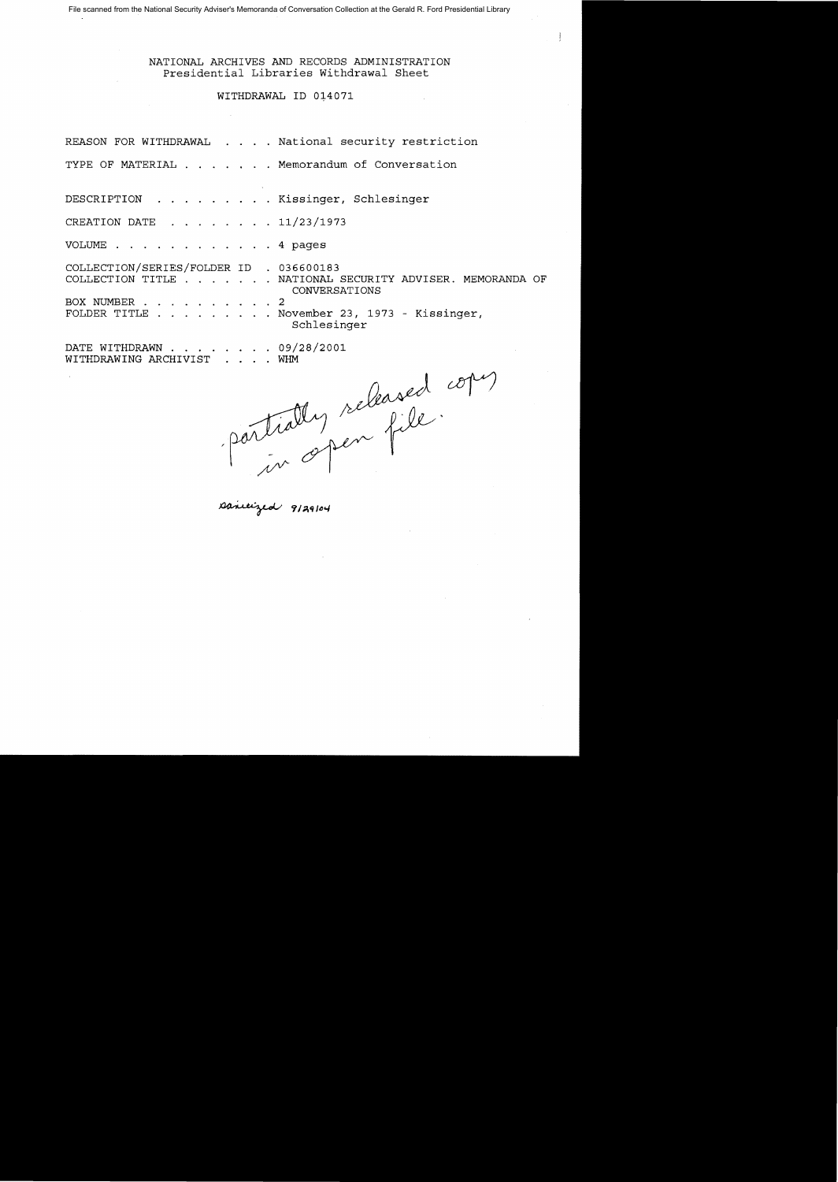File scanned from the National Security Adviser's Memoranda of Conversation Collection at the Gerald R. Ford Presidential Library

NATIONAL ARCHIVES AND RECORDS ADMINISTRATION
Presidential Libraries Withdrawal Sheet

WITHDRAWAL ID 014071

REASON FOR WITHDRAWAL . . . . National security restriction

TYPE OF MATERIAL . . . . . . . Memorandum of Conversation

DESCRIPTION . . . . . . . . . Kissinger, Schlesinger

CREATION DATE . . . . . . . . 11/23/1973

VOLUME . . . . . . . . . . . . 4 pages

COLLECTION/SERIES/FOLDER ID . 036600183
COLLECTION TITLE . . . . . . . NATIONAL SECURITY ADVISER. MEMORANDA OF CONVERSATIONS
BOX NUMBER . . . . . . . . . . 2
FOLDER TITLE . . . . . . . . . November 23, 1973 - Kissinger, Schlesinger

DATE WITHDRAWN . . . . . . . . 09/28/2001
WITHDRAWING ARCHIVIST . . . . WHM

partially released copy in open file.

sanitized 9/29/04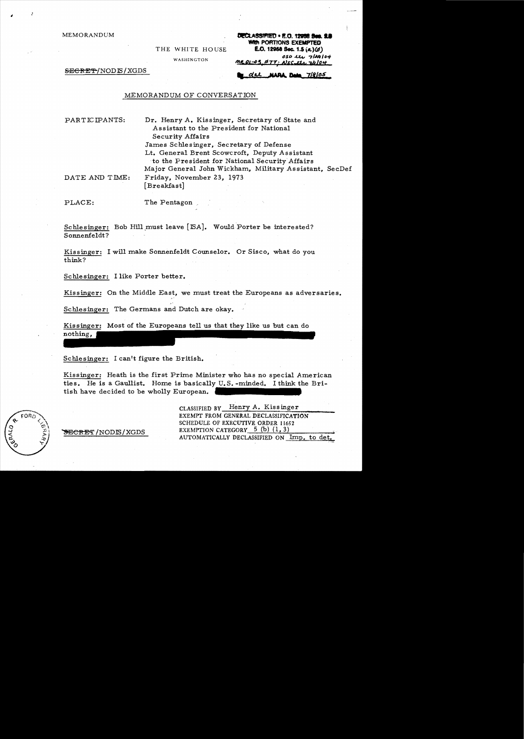MEMORANDUM

THE WHITE HOUSE

WASHINGTON

DECLASSIFIED • E.O. 12958 Sec. 3.6
With PORTIONS EXEMPTED
E.O. 12958 Sec. 1.5 (a)(d)
OSD ltr 7/29/04
MR 01-05, #77; NSC ltr 7/1/04
By dal NARA Date 7/8/05

SECRET/NODIS/XGDS

## MEMORANDUM OF CONVERSATION

PARTICIPANTS: Dr. Henry A. Kissinger, Secretary of State and Assistant to the President for National Security Affairs
James Schlesinger, Secretary of Defense
Lt. General Brent Scowcroft, Deputy Assistant to the President for National Security Affairs
Major General John Wickham, Military Assistant, SecDef

DATE AND TIME: Friday, November 23, 1973
[Breakfast]

PLACE: The Pentagon

Schlesinger: Bob Hill must leave [ISA]. Would Porter be interested? Sonnenfeldt?

Kissinger: I will make Sonnenfeldt Counselor. Or Sisco, what do you think?

Schlesinger: I like Porter better.

Kissinger: On the Middle East, we must treat the Europeans as adversaries.

Schlesinger: The Germans and Dutch are okay.

Kissinger: Most of the Europeans tell us that they like us but can do nothing, [redacted]

Schlesinger: I can't figure the British.

Kissinger: Heath is the first Prime Minister who has no special American ties. He is a Gaullist. Home is basically U.S.-minded. I think the British have decided to be wholly European. [redacted]

SECRET/NODIS/XGDS

CLASSIFIED BY Henry A. Kissinger
EXEMPT FROM GENERAL DECLASSIFICATION
SCHEDULE OF EXECUTIVE ORDER 11652
EXEMPTION CATEGORY 5 (b) (1, 3)
AUTOMATICALLY DECLASSIFIED ON Imp. to det.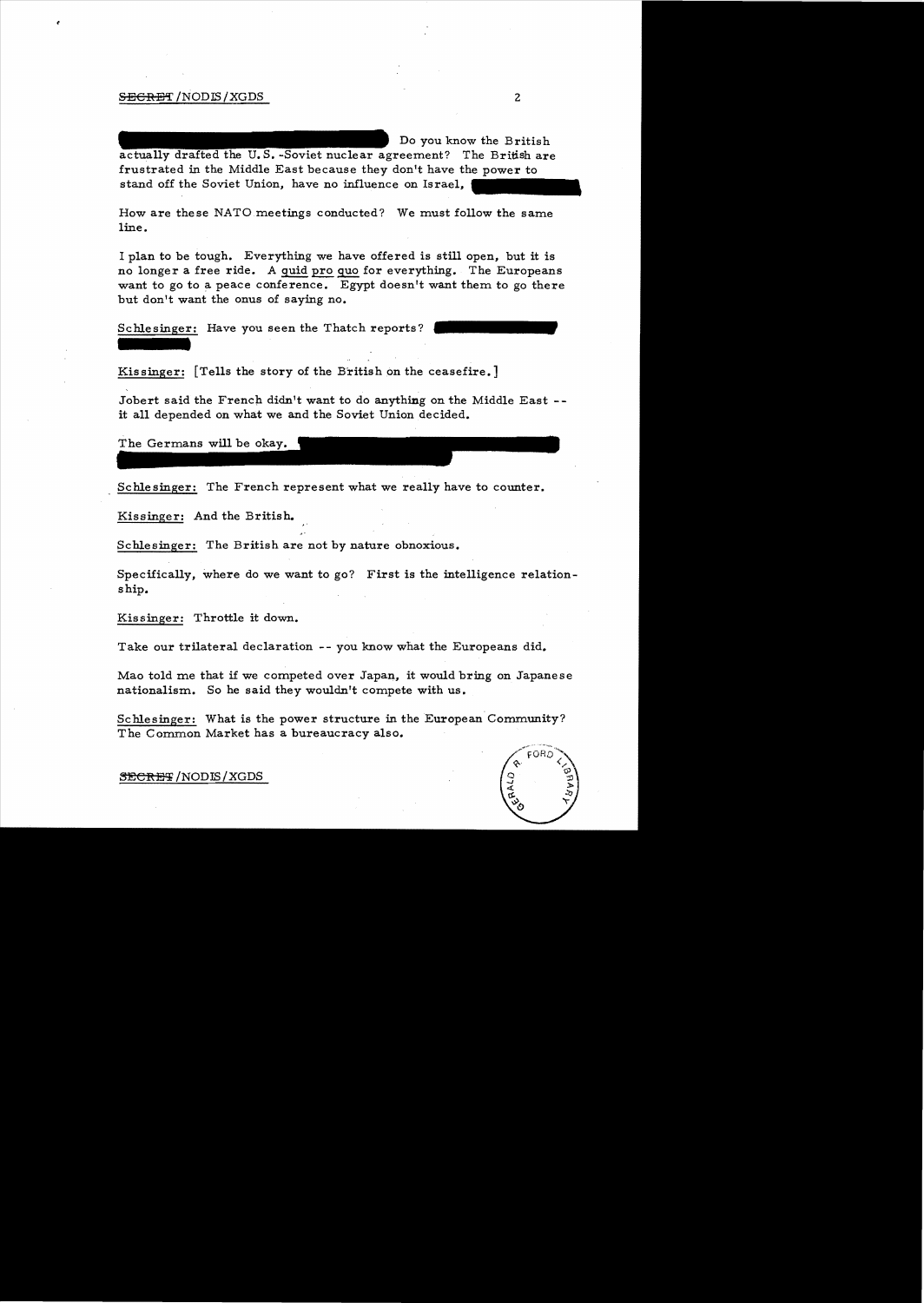Do you know the British actually drafted the U.S.-Soviet nuclear agreement? The British are frustrated in the Middle East because they don't have the power to stand off the Soviet Union, have no influence on Israel,

How are these NATO meetings conducted? We must follow the same line.

I plan to be tough. Everything we have offered is still open, but it is no longer a free ride. A quid pro quo for everything. The Europeans want to go to a peace conference. Egypt doesn't want them to go there but don't want the onus of saying no.

Schlesinger: Have you seen the Thatch reports?

Kissinger: [Tells the story of the British on the ceasefire.]

Jobert said the French didn't want to do anything on the Middle East -- it all depended on what we and the Soviet Union decided.

The Germans will be okay.

Schlesinger: The French represent what we really have to counter.

Kissinger: And the British.

Schlesinger: The British are not by nature obnoxious.

Specifically, where do we want to go? First is the intelligence relationship.

Kissinger: Throttle it down.

Take our trilateral declaration -- you know what the Europeans did.

Mao told me that if we competed over Japan, it would bring on Japanese nationalism. So he said they wouldn't compete with us.

Schlesinger: What is the power structure in the European Community? The Common Market has a bureaucracy also.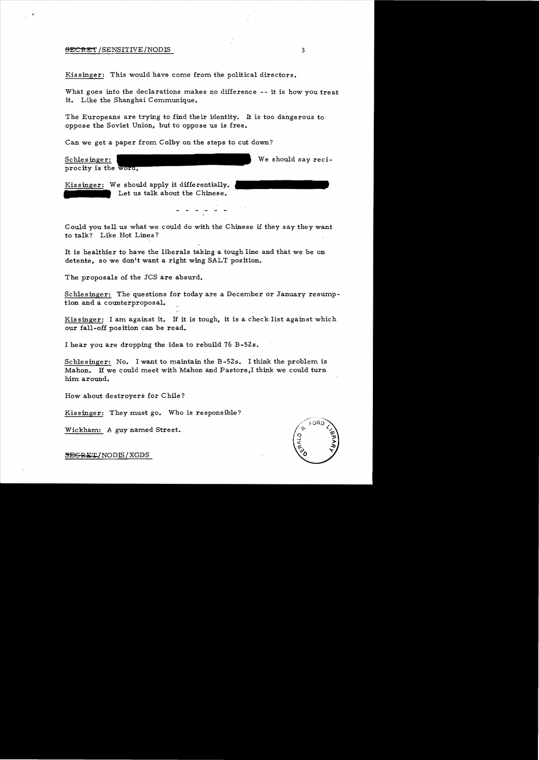Kissinger: This would have come from the political directors.

What goes into the declarations makes no difference -- it is how you treat it. Like the Shanghai Communique.

The Europeans are trying to find their identity. It is too dangerous to oppose the Soviet Union, but to oppose us is free.

Can we get a paper from Colby on the steps to cut down?

Schlesinger: [redacted] We should say reciprocity is the word.

Kissinger: We should apply it differentially. [redacted] Let us talk about the Chinese.

- - - - - -

Could you tell us what we could do with the Chinese if they say they want to talk? Like Hot Lines?

It is healthier to have the liberals taking a tough line and that we be on detente, so we don't want a right wing SALT position.

The proposals of the JCS are absurd.

Schlesinger: The questions for today are a December or January resumption and a counterproposal.

Kissinger: I am against it. If it is tough, it is a check list against which our fall-off position can be read.

I hear you are dropping the idea to rebuild 76 B-52s.

Schlesinger: No. I want to maintain the B-52s. I think the problem is Mahon. If we could meet with Mahon and Pastore, I think we could turn him around.

How about destroyers for Chile?

Kissinger: They must go. Who is responsible?

Wickham: A guy named Street.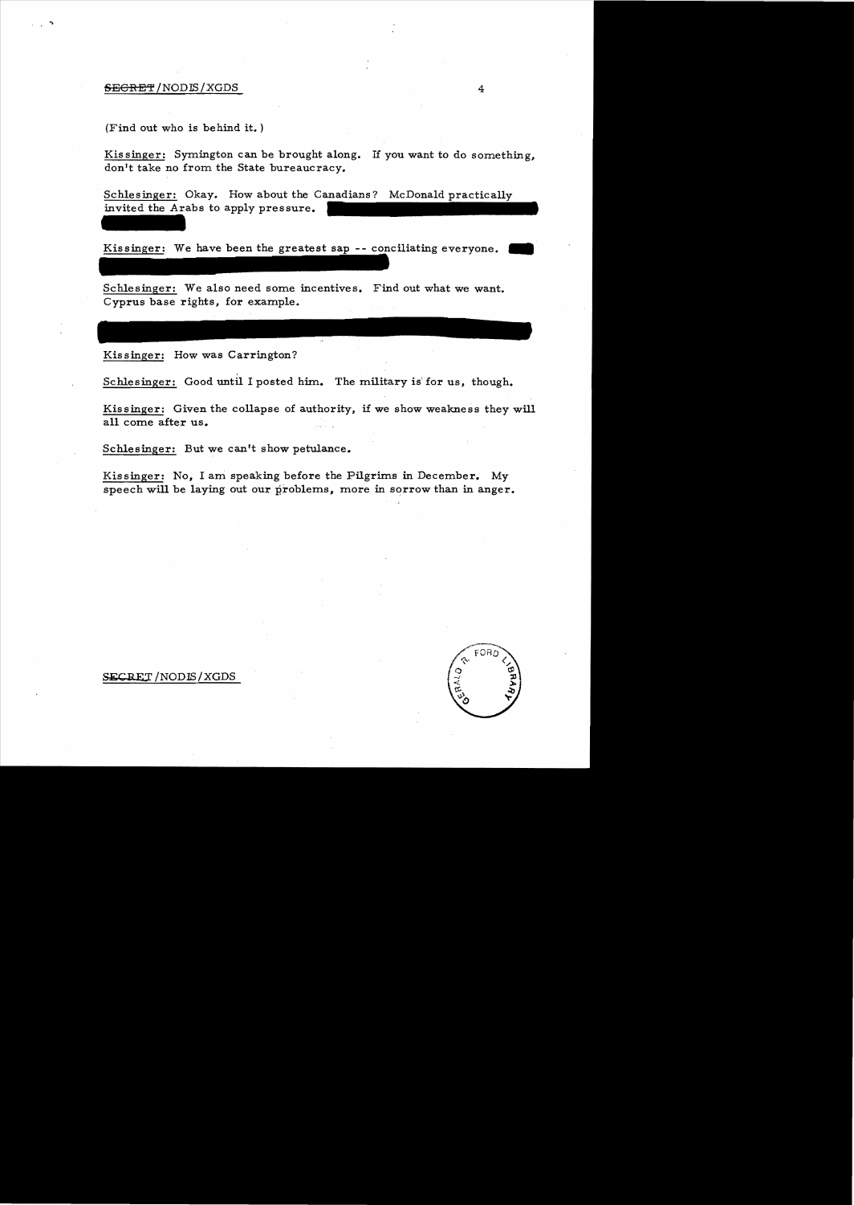(Find out who is behind it.)

Kissinger: Symington can be brought along. If you want to do something, don't take no from the State bureaucracy.

Schlesinger: Okay. How about the Canadians? McDonald practically invited the Arabs to apply pressure.

Kissinger: We have been the greatest sap -- conciliating everyone.

Schlesinger: We also need some incentives. Find out what we want. Cyprus base rights, for example.

Kissinger: How was Carrington?

Schlesinger: Good until I posted him. The military is for us, though.

Kissinger: Given the collapse of authority, if we show weakness they will all come after us.

Schlesinger: But we can't show petulance.

Kissinger: No, I am speaking before the Pilgrims in December. My speech will be laying out our problems, more in sorrow than in anger.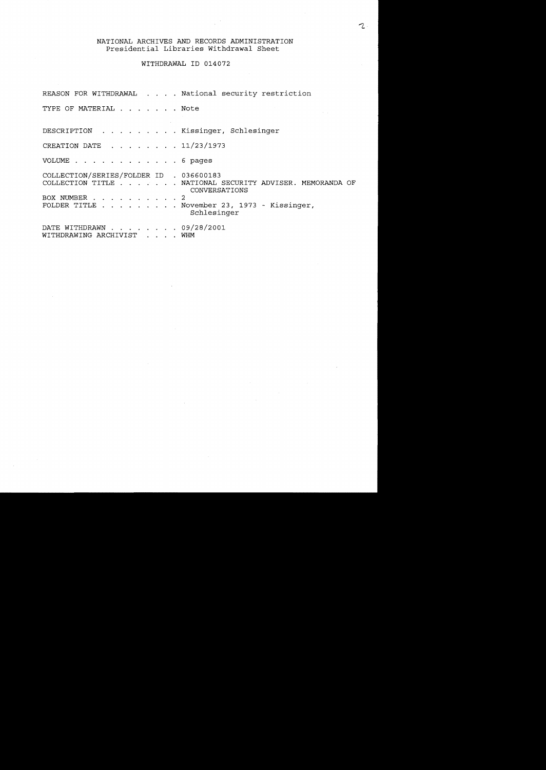NATIONAL ARCHIVES AND RECORDS ADMINISTRATION
Presidential Libraries Withdrawal Sheet

WITHDRAWAL ID 014072

REASON FOR WITHDRAWAL . . . . National security restriction

TYPE OF MATERIAL . . . . . . . Note

DESCRIPTION . . . . . . . . . Kissinger, Schlesinger

CREATION DATE . . . . . . . . 11/23/1973

VOLUME . . . . . . . . . . . . 6 pages

COLLECTION/SERIES/FOLDER ID . 036600183
COLLECTION TITLE . . . . . . . NATIONAL SECURITY ADVISER. MEMORANDA OF CONVERSATIONS
BOX NUMBER . . . . . . . . . . 2
FOLDER TITLE . . . . . . . . . November 23, 1973 - Kissinger, Schlesinger

DATE WITHDRAWN . . . . . . . . 09/28/2001
WITHDRAWING ARCHIVIST . . . . WHM